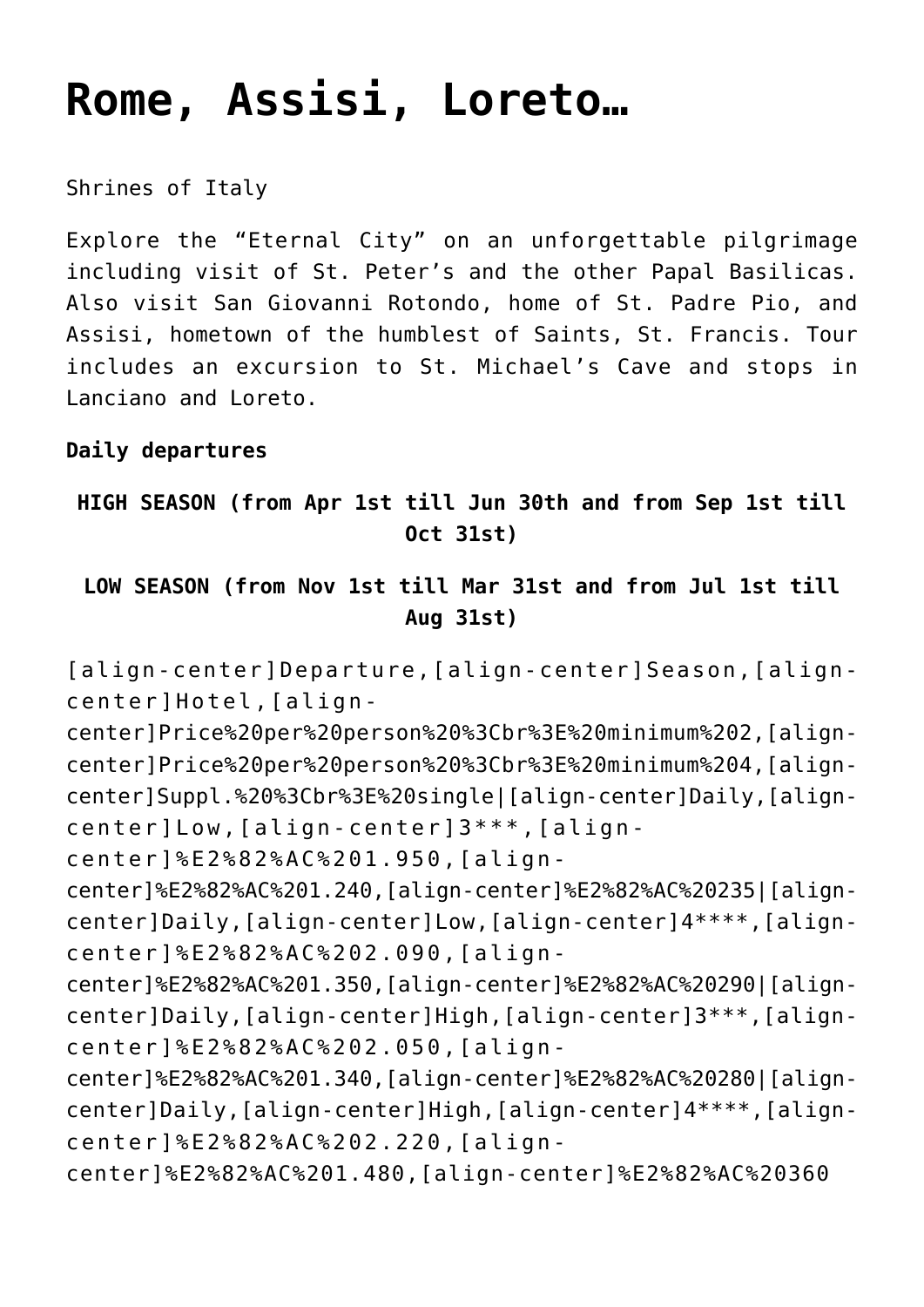# Rome, Assisi, Loreto…

Shrines of Italy

Explore the "Eternal City" on an unforgettable pilgrimage including visit of St. Peter's and the other Papal Basilicas. Also visit San Giovanni Rotondo, home of St. Padre Pio, and Assisi, hometown of the humblest of Saints, St. Francis. Tour includes an excursion to St. Michael's Cave and stops in Lanciano and Loreto.

**Daily departures**

**HIGH SEASON (from Apr 1st till Jun 30th and from Sep 1st till Oct 31st)**

**LOW SEASON (from Nov 1st till Mar 31st and from Jul 1st till Aug 31st)**

[align-center]Departure,[align-center]Season,[align-center]Hotel,[align-center]Price%20per%20person%20%3Cbr%3E%20minimum%202,[align-center]Price%20per%20person%20%3Cbr%3E%20minimum%204,[align-center]Suppl.%20%3Cbr%3E%20single|[align-center]Daily,[align-center]Low,[align-center]3***,[align-center]%E2%82%AC%201.950,[align-center]%E2%82%AC%201.240,[align-center]%E2%82%AC%20235|[align-center]Daily,[align-center]Low,[align-center]4****,[align-center]%E2%82%AC%202.090,[align-center]%E2%82%AC%201.350,[align-center]%E2%82%AC%20290|[align-center]Daily,[align-center]High,[align-center]3***,[align-center]%E2%82%AC%202.050,[align-center]%E2%82%AC%201.340,[align-center]%E2%82%AC%20280|[align-center]Daily,[align-center]High,[align-center]4****,[align-center]%E2%82%AC%202.220,[align-center]%E2%82%AC%201.480,[align-center]%E2%82%AC%20360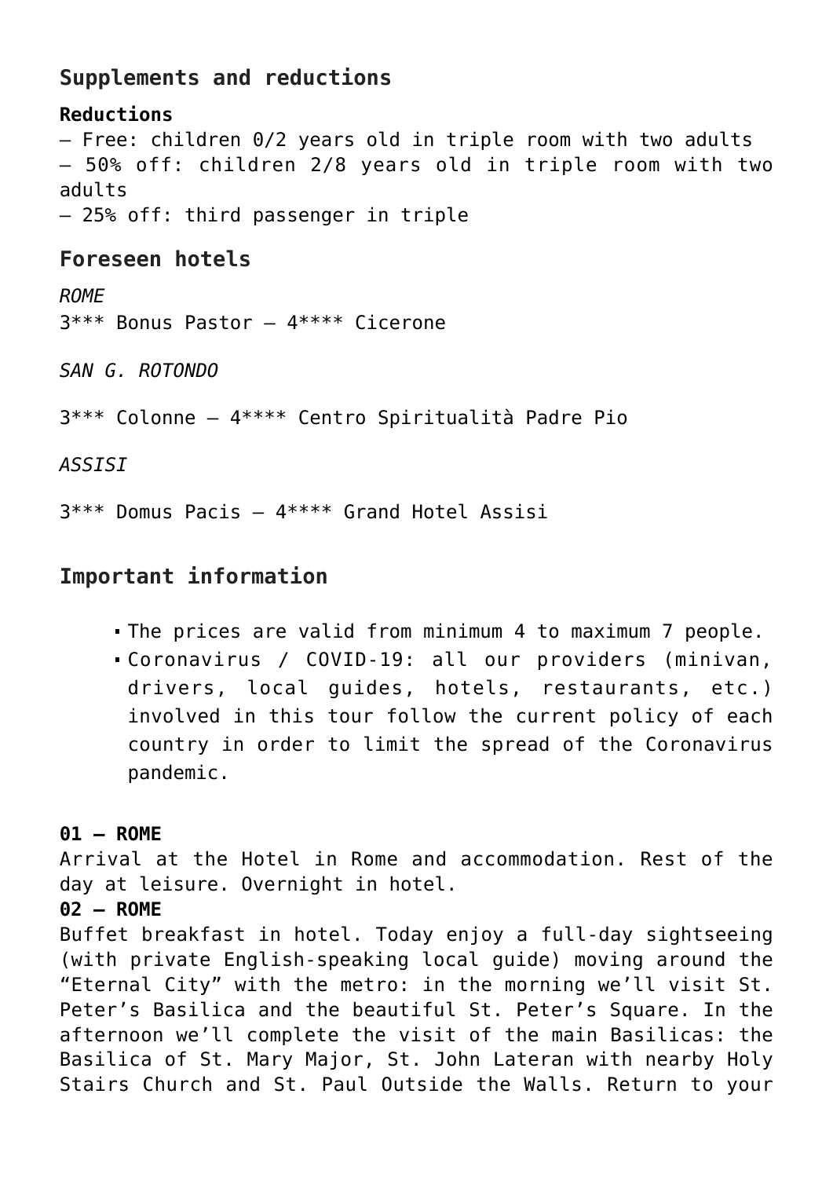## Supplements and reductions

**Reductions**
– Free: children 0/2 years old in triple room with two adults
– 50% off: children 2/8 years old in triple room with two adults
– 25% off: third passenger in triple

## Foreseen hotels

*ROME*
3*** Bonus Pastor – 4**** Cicerone

*SAN G. ROTONDO*

3*** Colonne – 4**** Centro Spiritualità Padre Pio

*ASSISI*

3*** Domus Pacis – 4**** Grand Hotel Assisi

## Important information

- The prices are valid from minimum 4 to maximum 7 people.
- Coronavirus / COVID-19: all our providers (minivan, drivers, local guides, hotels, restaurants, etc.) involved in this tour follow the current policy of each country in order to limit the spread of the Coronavirus pandemic.

**01 – ROME**
Arrival at the Hotel in Rome and accommodation. Rest of the day at leisure. Overnight in hotel.
**02 – ROME**
Buffet breakfast in hotel. Today enjoy a full-day sightseeing (with private English-speaking local guide) moving around the "Eternal City" with the metro: in the morning we'll visit St. Peter's Basilica and the beautiful St. Peter's Square. In the afternoon we'll complete the visit of the main Basilicas: the Basilica of St. Mary Major, St. John Lateran with nearby Holy Stairs Church and St. Paul Outside the Walls. Return to your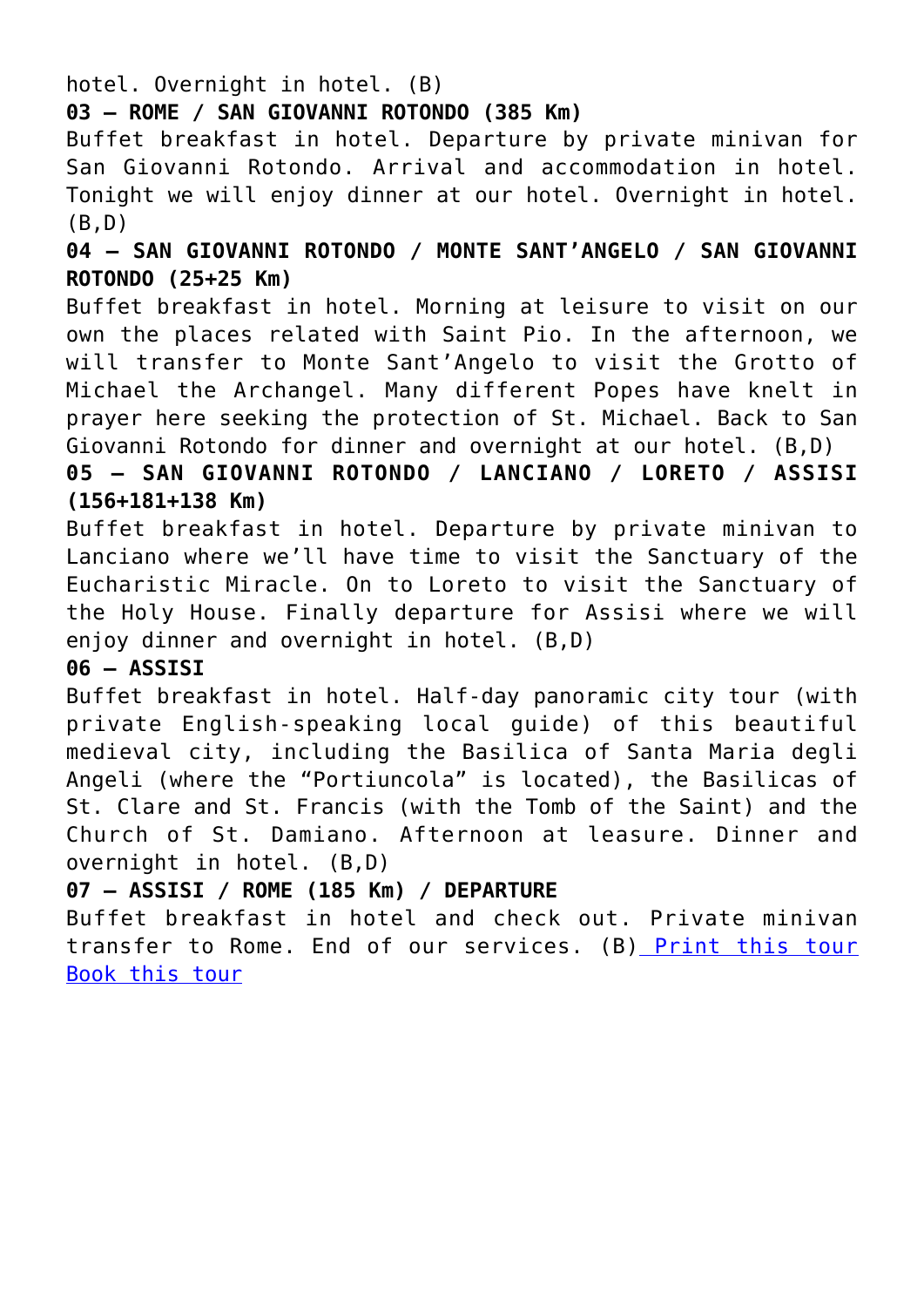hotel. Overnight in hotel. (B)

**03 – ROME / SAN GIOVANNI ROTONDO (385 Km)**

Buffet breakfast in hotel. Departure by private minivan for San Giovanni Rotondo. Arrival and accommodation in hotel. Tonight we will enjoy dinner at our hotel. Overnight in hotel. (B,D)

**04 – SAN GIOVANNI ROTONDO / MONTE SANT'ANGELO / SAN GIOVANNI ROTONDO (25+25 Km)**

Buffet breakfast in hotel. Morning at leisure to visit on our own the places related with Saint Pio. In the afternoon, we will transfer to Monte Sant'Angelo to visit the Grotto of Michael the Archangel. Many different Popes have knelt in prayer here seeking the protection of St. Michael. Back to San Giovanni Rotondo for dinner and overnight at our hotel. (B,D)

**05 – SAN GIOVANNI ROTONDO / LANCIANO / LORETO / ASSISI (156+181+138 Km)**

Buffet breakfast in hotel. Departure by private minivan to Lanciano where we'll have time to visit the Sanctuary of the Eucharistic Miracle. On to Loreto to visit the Sanctuary of the Holy House. Finally departure for Assisi where we will enjoy dinner and overnight in hotel. (B,D)

**06 – ASSISI**

Buffet breakfast in hotel. Half-day panoramic city tour (with private English-speaking local guide) of this beautiful medieval city, including the Basilica of Santa Maria degli Angeli (where the "Portiuncola" is located), the Basilicas of St. Clare and St. Francis (with the Tomb of the Saint) and the Church of St. Damiano. Afternoon at leasure. Dinner and overnight in hotel. (B,D)

**07 – ASSISI / ROME (185 Km) / DEPARTURE**

Buffet breakfast in hotel and check out. Private minivan transfer to Rome. End of our services. (B) Print this tour Book this tour